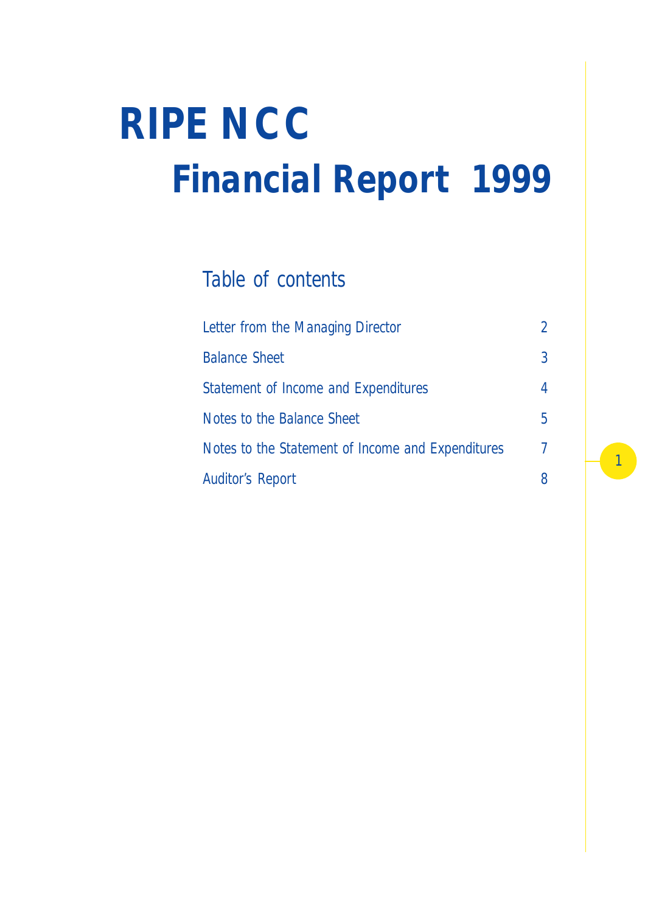# RIPE NCC

# Financial Report 1999

## Table of contents

| | |
|---|---|
| Letter from the Managing Director | 2 |
| Balance Sheet | 3 |
| Statement of Income and Expenditures | 4 |
| Notes to the Balance Sheet | 5 |
| Notes to the Statement of Income and Expenditures | 7 |
| Auditor's Report | 8 |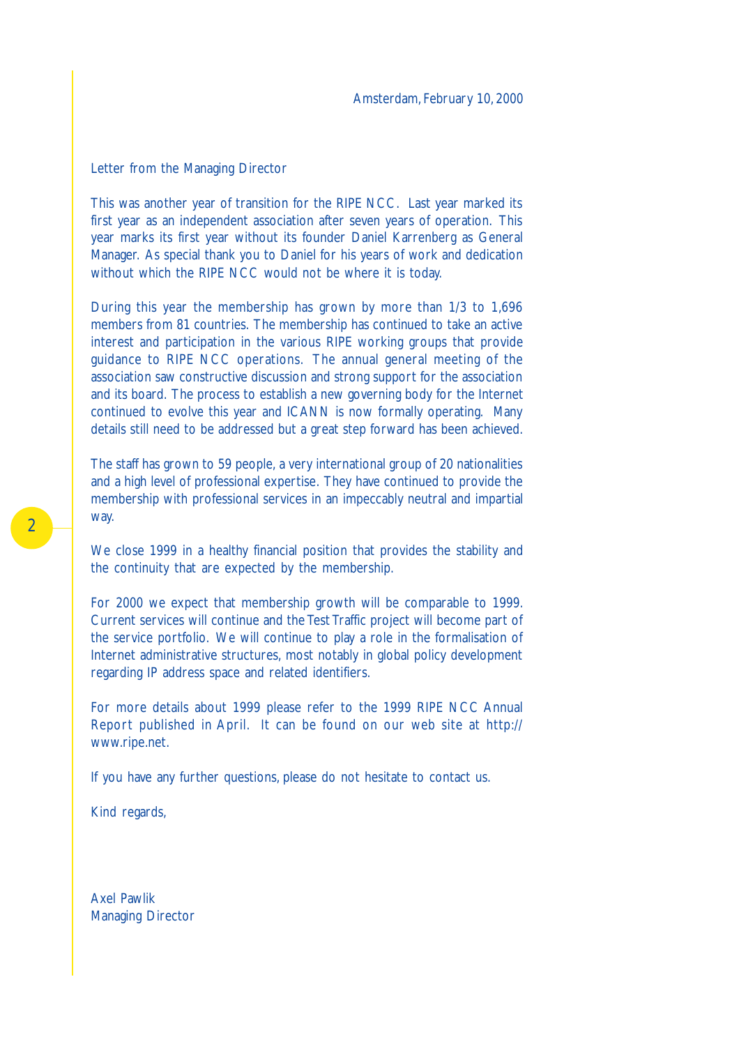Amsterdam, February 10, 2000

## Letter from the Managing Director

This was another year of transition for the RIPE NCC. Last year marked its first year as an independent association after seven years of operation. This year marks its first year without its founder Daniel Karrenberg as General Manager. As special thank you to Daniel for his years of work and dedication without which the RIPE NCC would not be where it is today.

During this year the membership has grown by more than 1/3 to 1,696 members from 81 countries. The membership has continued to take an active interest and participation in the various RIPE working groups that provide guidance to RIPE NCC operations. The annual general meeting of the association saw constructive discussion and strong support for the association and its board. The process to establish a new governing body for the Internet continued to evolve this year and ICANN is now formally operating. Many details still need to be addressed but a great step forward has been achieved.

The staff has grown to 59 people, a very international group of 20 nationalities and a high level of professional expertise. They have continued to provide the membership with professional services in an impeccably neutral and impartial way.

We close 1999 in a healthy financial position that provides the stability and the continuity that are expected by the membership.

For 2000 we expect that membership growth will be comparable to 1999. Current services will continue and the Test Traffic project will become part of the service portfolio. We will continue to play a role in the formalisation of Internet administrative structures, most notably in global policy development regarding IP address space and related identifiers.

For more details about 1999 please refer to the 1999 RIPE NCC Annual Report published in April. It can be found on our web site at http://www.ripe.net.

If you have any further questions, please do not hesitate to contact us.

Kind regards,

Axel Pawlik
Managing Director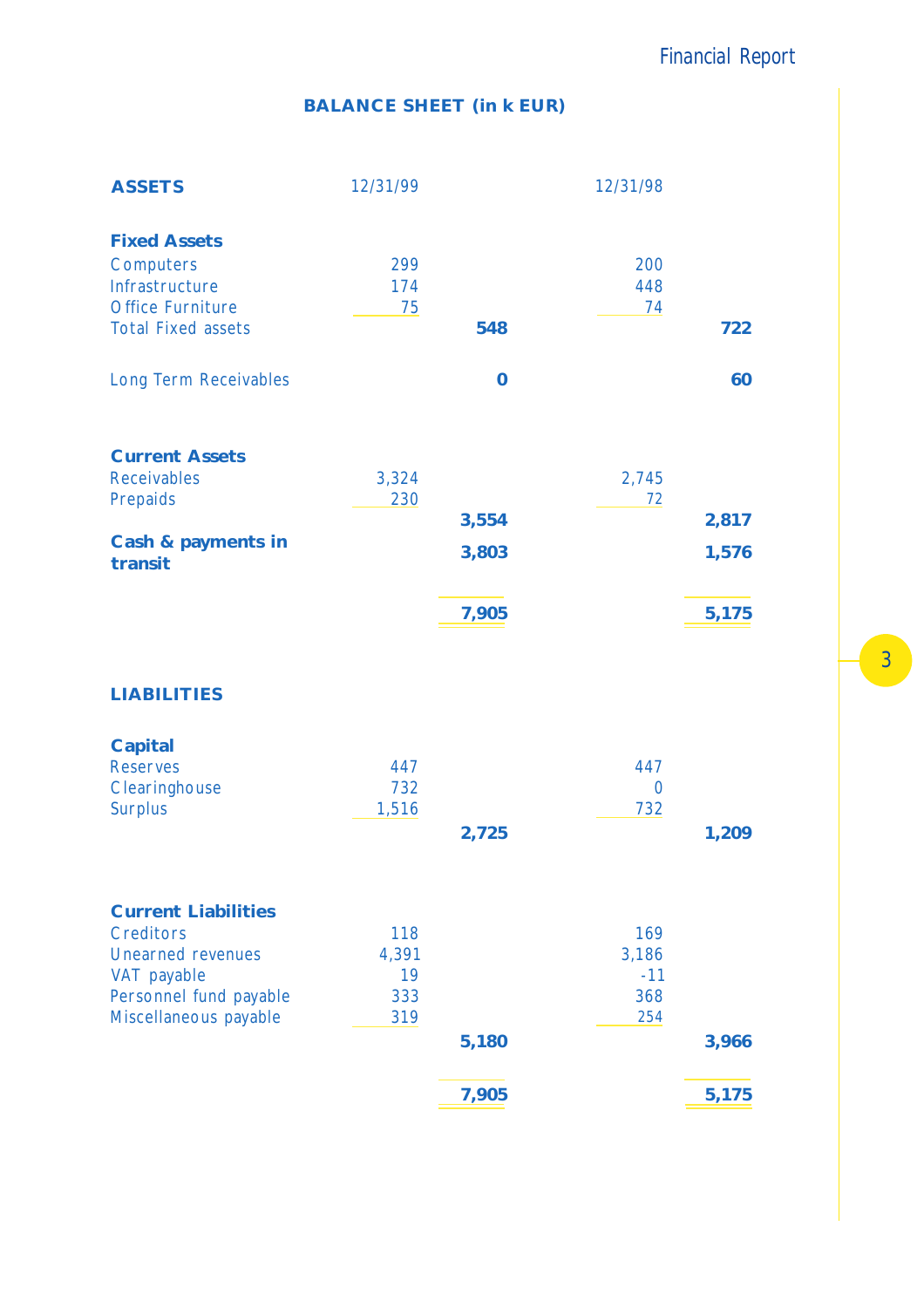## BALANCE SHEET (in k EUR)

| ASSETS | 12/31/99 | | 12/31/98 | |
|---|---|---|---|---|
| **Fixed Assets** | | | | |
| Computers | 299 | | 200 | |
| Infrastructure | 174 | | 448 | |
| Office Furniture | 75 | | 74 | |
| Total Fixed assets | | **548** | | **722** |
| Long Term Receivables | | **0** | | **60** |
| **Current Assets** | | | | |
| Receivables | 3,324 | | 2,745 | |
| Prepaids | 230 | | 72 | |
| | | **3,554** | | **2,817** |
| **Cash & payments in transit** | | **3,803** | | **1,576** |
| | | **7,905** | | **5,175** |

| LIABILITIES | 12/31/99 | | 12/31/98 | |
|---|---|---|---|---|
| **Capital** | | | | |
| Reserves | 447 | | 447 | |
| Clearinghouse | 732 | | 0 | |
| Surplus | 1,516 | | 732 | |
| | | **2,725** | | **1,209** |
| **Current Liabilities** | | | | |
| Creditors | 118 | | 169 | |
| Unearned revenues | 4,391 | | 3,186 | |
| VAT payable | 19 | | -11 | |
| Personnel fund payable | 333 | | 368 | |
| Miscellaneous payable | 319 | | 254 | |
| | | **5,180** | | **3,966** |
| | | **7,905** | | **5,175** |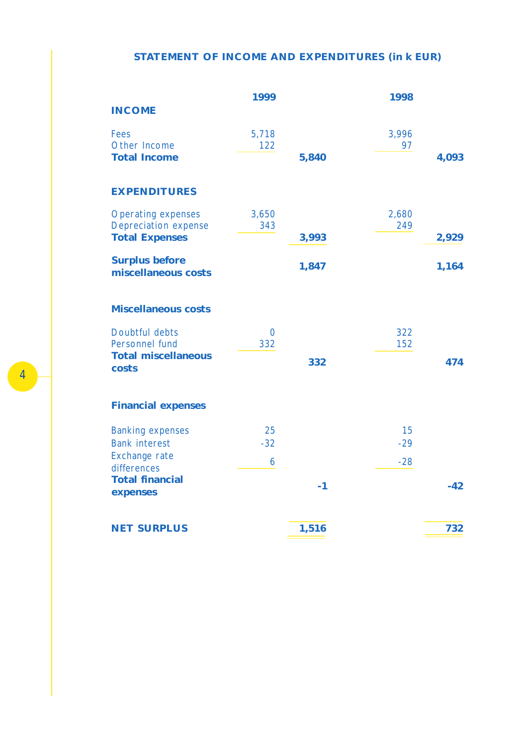## STATEMENT OF INCOME AND EXPENDITURES (in k EUR)

| | 1999 | | 1998 | |
|---|---|---|---|---|
| **INCOME** | | | | |
| Fees | 5,718 | | 3,996 | |
| Other Income | 122 | | 97 | |
| **Total Income** | | **5,840** | | **4,093** |
| **EXPENDITURES** | | | | |
| Operating expenses | 3,650 | | 2,680 | |
| Depreciation expense | 343 | | 249 | |
| **Total Expenses** | | **3,993** | | **2,929** |
| **Surplus before miscellaneous costs** | | **1,847** | | **1,164** |
| **Miscellaneous costs** | | | | |
| Doubtful debts | 0 | | 322 | |
| Personnel fund | 332 | | 152 | |
| **Total miscellaneous costs** | | **332** | | **474** |
| **Financial expenses** | | | | |
| Banking expenses | 25 | | 15 | |
| Bank interest | -32 | | -29 | |
| Exchange rate differences | 6 | | -28 | |
| **Total financial expenses** | | **-1** | | **-42** |
| **NET SURPLUS** | | **1,516** | | **732** |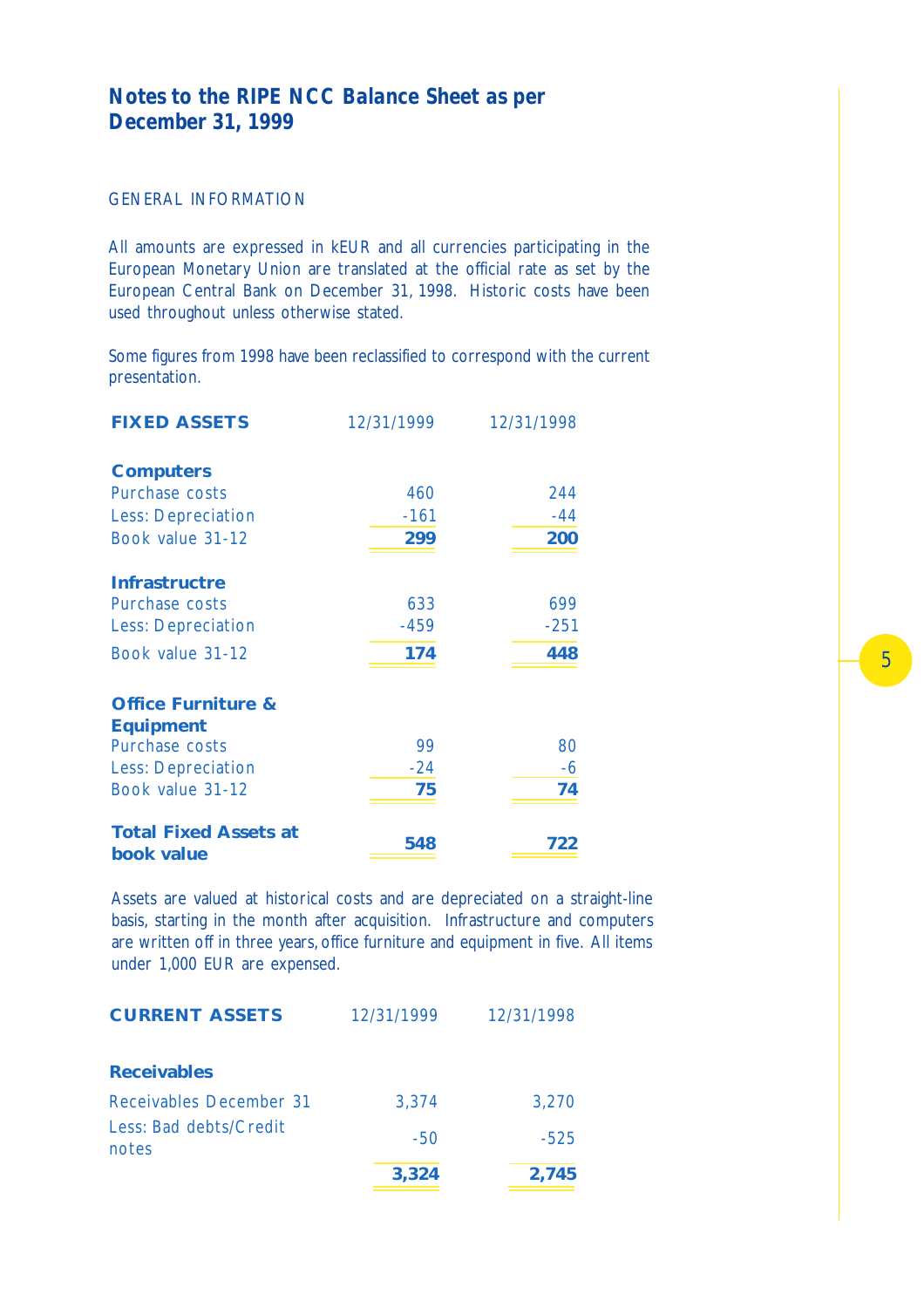# Notes to the RIPE NCC Balance Sheet as per December 31, 1999

GENERAL INFORMATION

All amounts are expressed in kEUR and all currencies participating in the European Monetary Union are translated at the official rate as set by the European Central Bank on December 31, 1998. Historic costs have been used throughout unless otherwise stated.

Some figures from 1998 have been reclassified to correspond with the current presentation.

| **FIXED ASSETS** | 12/31/1999 | 12/31/1998 |
|---|---|---|
| **Computers** | | |
| Purchase costs | 460 | 244 |
| Less: Depreciation | -161 | -44 |
| Book value 31-12 | **299** | **200** |
| **Infrastructre** | | |
| Purchase costs | 633 | 699 |
| Less: Depreciation | -459 | -251 |
| Book value 31-12 | **174** | **448** |
| **Office Furniture & Equipment** | | |
| Purchase costs | 99 | 80 |
| Less: Depreciation | -24 | -6 |
| Book value 31-12 | **75** | **74** |
| **Total Fixed Assets at book value** | **548** | **722** |

Assets are valued at historical costs and are depreciated on a straight-line basis, starting in the month after acquisition. Infrastructure and computers are written off in three years, office furniture and equipment in five. All items under 1,000 EUR are expensed.

| **CURRENT ASSETS** | 12/31/1999 | 12/31/1998 |
|---|---|---|
| **Receivables** | | |
| Receivables December 31 | 3,374 | 3,270 |
| Less: Bad debts/Credit notes | -50 | -525 |
| | **3,324** | **2,745** |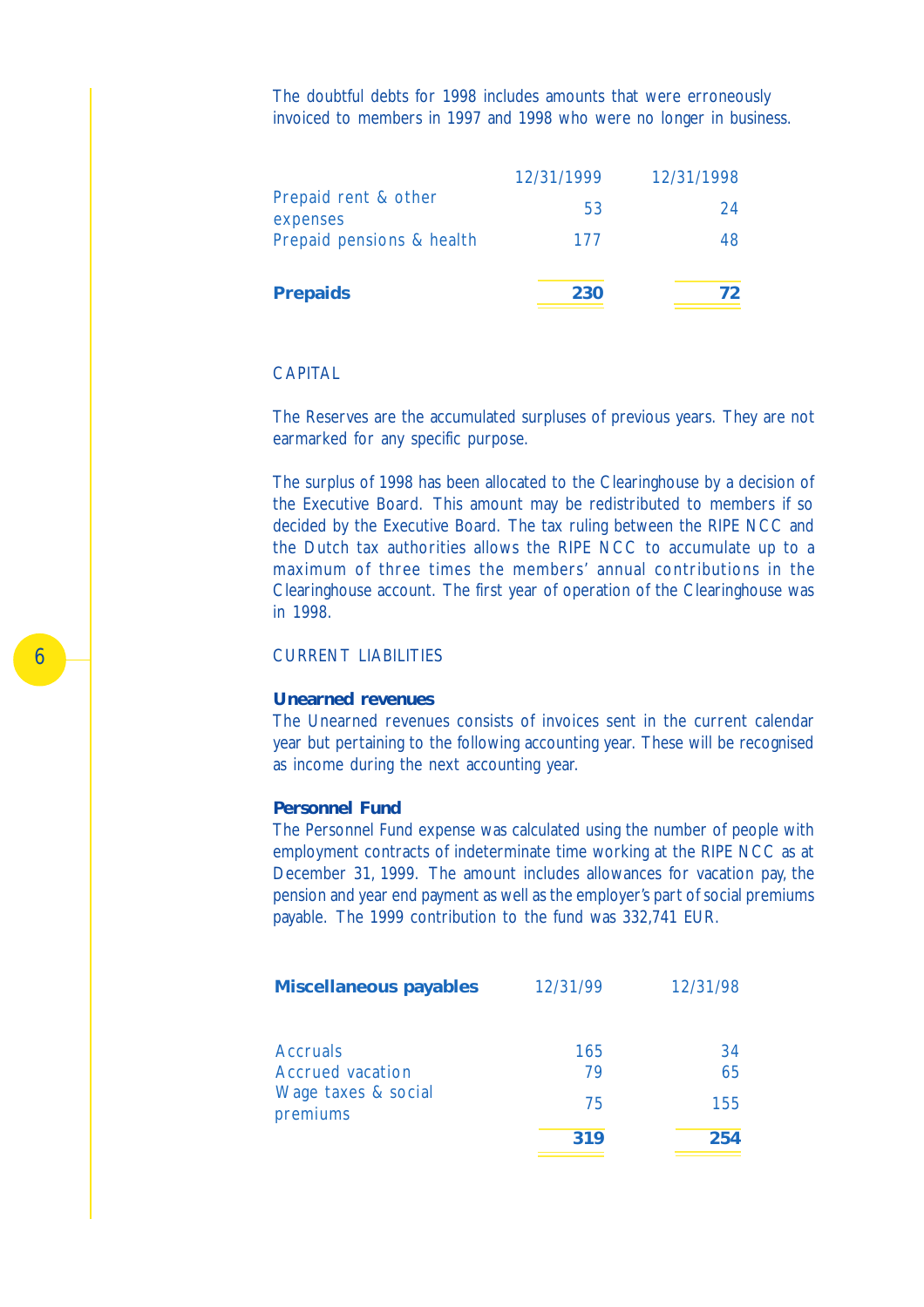The doubtful debts for 1998 includes amounts that were erroneously invoiced to members in 1997 and 1998 who were no longer in business.

| | 12/31/1999 | 12/31/1998 |
|---|---|---|
| Prepaid rent & other expenses | 53 | 24 |
| Prepaid pensions & health | 177 | 48 |
| **Prepaids** | **230** | **72** |

## CAPITAL

The Reserves are the accumulated surpluses of previous years. They are not earmarked for any specific purpose.

The surplus of 1998 has been allocated to the Clearinghouse by a decision of the Executive Board. This amount may be redistributed to members if so decided by the Executive Board. The tax ruling between the RIPE NCC and the Dutch tax authorities allows the RIPE NCC to accumulate up to a maximum of three times the members' annual contributions in the Clearinghouse account. The first year of operation of the Clearinghouse was in 1998.

## CURRENT LIABILITIES

### Unearned revenues

The Unearned revenues consists of invoices sent in the current calendar year but pertaining to the following accounting year. These will be recognised as income during the next accounting year.

### Personnel Fund

The Personnel Fund expense was calculated using the number of people with employment contracts of indeterminate time working at the RIPE NCC as at December 31, 1999. The amount includes allowances for vacation pay, the pension and year end payment as well as the employer's part of social premiums payable. The 1999 contribution to the fund was 332,741 EUR.

| **Miscellaneous payables** | 12/31/99 | 12/31/98 |
|---|---|---|
| Accruals | 165 | 34 |
| Accrued vacation | 79 | 65 |
| Wage taxes & social premiums | 75 | 155 |
| | **319** | **254** |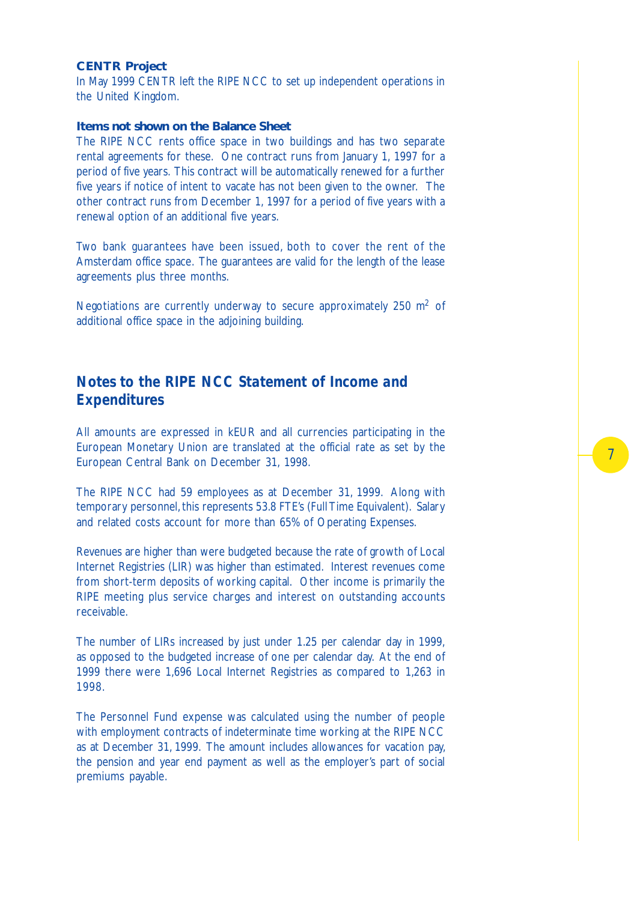### CENTR Project

In May 1999 CENTR left the RIPE NCC to set up independent operations in the United Kingdom.

### Items not shown on the Balance Sheet

The RIPE NCC rents office space in two buildings and has two separate rental agreements for these. One contract runs from January 1, 1997 for a period of five years. This contract will be automatically renewed for a further five years if notice of intent to vacate has not been given to the owner. The other contract runs from December 1, 1997 for a period of five years with a renewal option of an additional five years.

Two bank guarantees have been issued, both to cover the rent of the Amsterdam office space. The guarantees are valid for the length of the lease agreements plus three months.

Negotiations are currently underway to secure approximately 250 $m^2$ of additional office space in the adjoining building.

## Notes to the RIPE NCC Statement of Income and Expenditures

All amounts are expressed in kEUR and all currencies participating in the European Monetary Union are translated at the official rate as set by the European Central Bank on December 31, 1998.

The RIPE NCC had 59 employees as at December 31, 1999. Along with temporary personnel, this represents 53.8 FTE's (Full Time Equivalent). Salary and related costs account for more than 65% of Operating Expenses.

Revenues are higher than were budgeted because the rate of growth of Local Internet Registries (LIR) was higher than estimated. Interest revenues come from short-term deposits of working capital. Other income is primarily the RIPE meeting plus service charges and interest on outstanding accounts receivable.

The number of LIRs increased by just under 1.25 per calendar day in 1999, as opposed to the budgeted increase of one per calendar day. At the end of 1999 there were 1,696 Local Internet Registries as compared to 1,263 in 1998.

The Personnel Fund expense was calculated using the number of people with employment contracts of indeterminate time working at the RIPE NCC as at December 31, 1999. The amount includes allowances for vacation pay, the pension and year end payment as well as the employer's part of social premiums payable.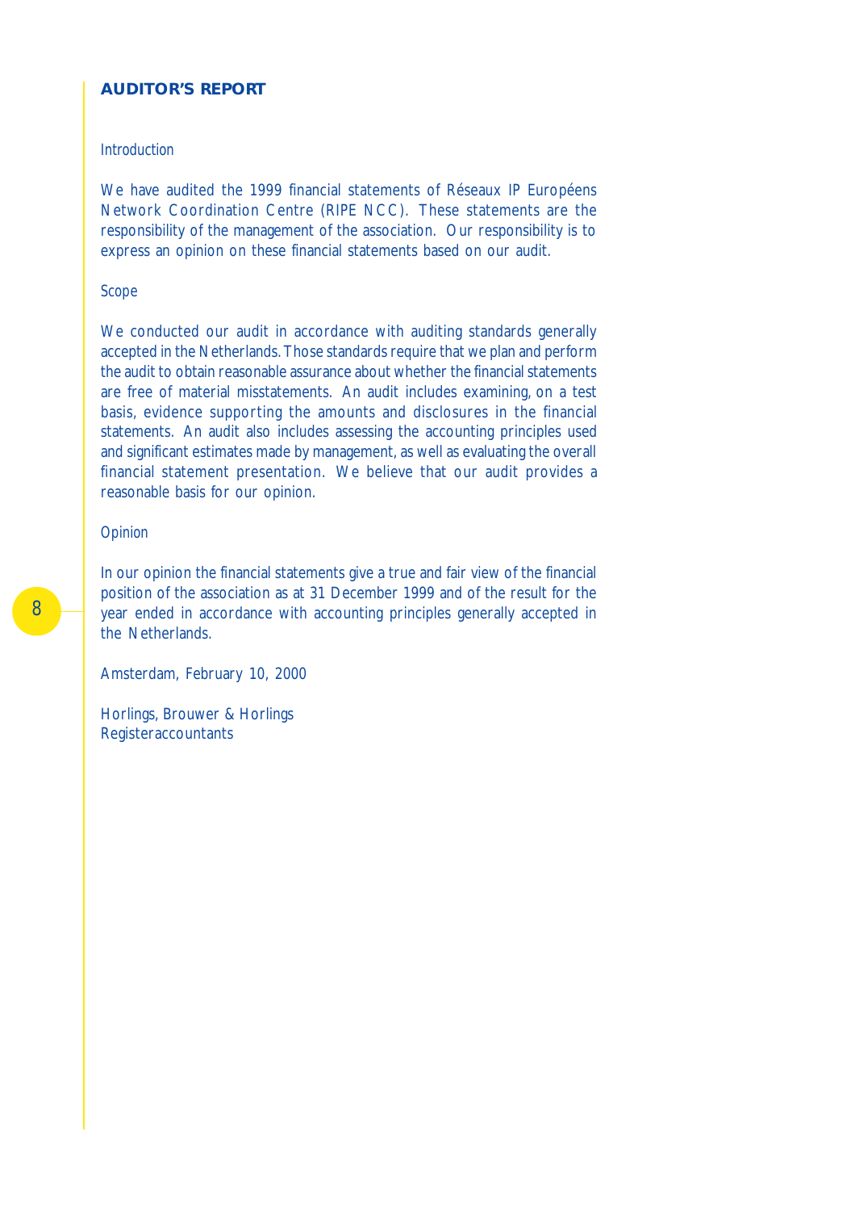## AUDITOR'S REPORT

### Introduction

We have audited the 1999 financial statements of Réseaux IP Européens Network Coordination Centre (RIPE NCC). These statements are the responsibility of the management of the association. Our responsibility is to express an opinion on these financial statements based on our audit.

### Scope

We conducted our audit in accordance with auditing standards generally accepted in the Netherlands. Those standards require that we plan and perform the audit to obtain reasonable assurance about whether the financial statements are free of material misstatements. An audit includes examining, on a test basis, evidence supporting the amounts and disclosures in the financial statements. An audit also includes assessing the accounting principles used and significant estimates made by management, as well as evaluating the overall financial statement presentation. We believe that our audit provides a reasonable basis for our opinion.

### Opinion

In our opinion the financial statements give a true and fair view of the financial position of the association as at 31 December 1999 and of the result for the year ended in accordance with accounting principles generally accepted in the Netherlands.

Amsterdam, February 10, 2000

Horlings, Brouwer & Horlings
Registeraccountants